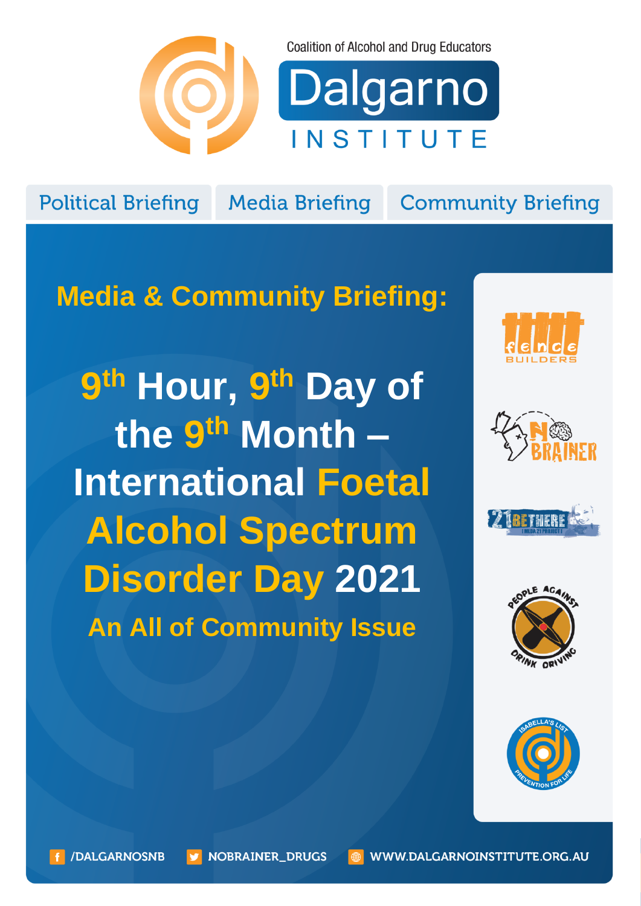Coalition of Alcohol and Drug Educators

# Dalgarno INSTITUTE

Political Briefing | Media Briefing | Community Briefing

## Media & Community Briefing:

# 9th Hour, 9th Day of the 9th Month – International Foetal Alcohol Spectrum Disorder Day 2021

## An All of Community Issue

fence BUILDERS

NO BRAINER

21 BE THERE

PEOPLE AGAINST DRINK DRIVING

ISABELLA'S LIST PREVENTION FOR LIFE

/DALGARNOSNB NOBRAINER_DRUGS WWW.DALGARNOINSTITUTE.ORG.AU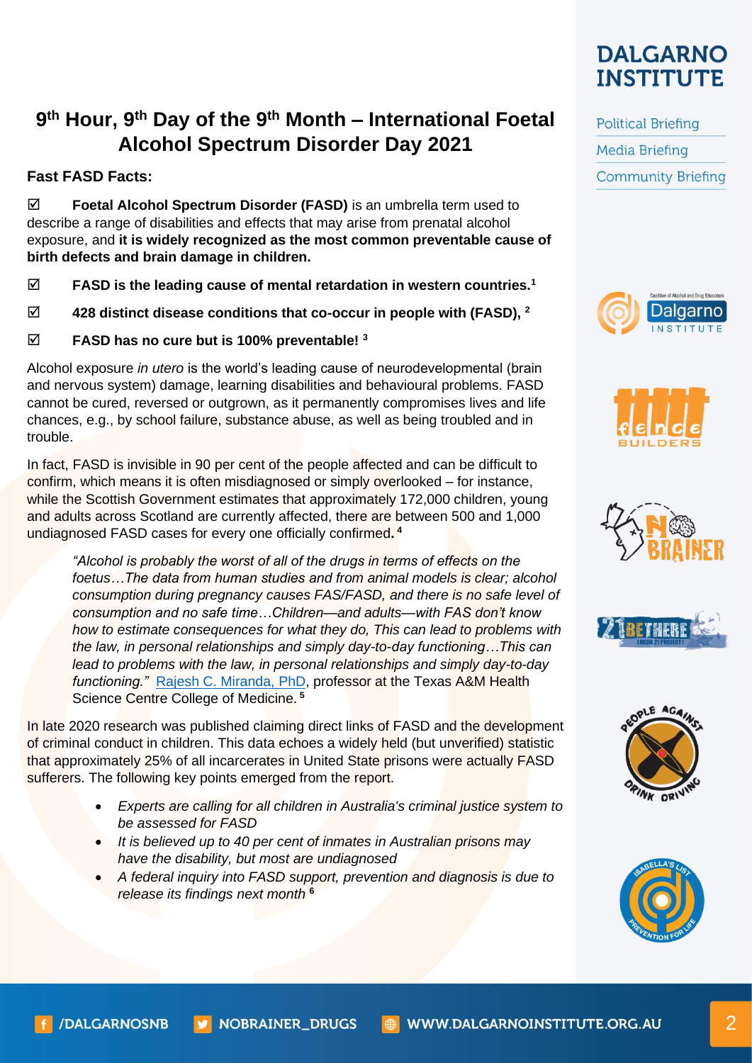# 9th Hour, 9th Day of the 9th Month – International Foetal Alcohol Spectrum Disorder Day 2021

**Fast FASD Facts:**

☑ **Foetal Alcohol Spectrum Disorder (FASD)** is an umbrella term used to describe a range of disabilities and effects that may arise from prenatal alcohol exposure, and **it is widely recognized as the most common preventable cause of birth defects and brain damage in children.**

☑ **FASD is the leading cause of mental retardation in western countries.**[1]

☑ **428 distinct disease conditions that co-occur in people with (FASD),** [2]

☑ **FASD has no cure but is 100% preventable!** [3]

Alcohol exposure *in utero* is the world's leading cause of neurodevelopmental (brain and nervous system) damage, learning disabilities and behavioural problems. FASD cannot be cured, reversed or outgrown, as it permanently compromises lives and life chances, e.g., by school failure, substance abuse, as well as being troubled and in trouble.

In fact, FASD is invisible in 90 per cent of the people affected and can be difficult to confirm, which means it is often misdiagnosed or simply overlooked – for instance, while the Scottish Government estimates that approximately 172,000 children, young and adults across Scotland are currently affected, there are between 500 and 1,000 undiagnosed FASD cases for every one officially confirmed**.** [4]

> *"Alcohol is probably the worst of all of the drugs in terms of effects on the foetus…The data from human studies and from animal models is clear; alcohol consumption during pregnancy causes FAS/FASD, and there is no safe level of consumption and no safe time…Children—and adults—with FAS don't know how to estimate consequences for what they do, This can lead to problems with the law, in personal relationships and simply day-to-day functioning…This can lead to problems with the law, in personal relationships and simply day-to-day functioning."* Rajesh C. Miranda, PhD, professor at the Texas A&M Health Science Centre College of Medicine. [5]

In late 2020 research was published claiming direct links of FASD and the development of criminal conduct in children. This data echoes a widely held (but unverified) statistic that approximately 25% of all incarcerates in United State prisons were actually FASD sufferers. The following key points emerged from the report.

- *Experts are calling for all children in Australia's criminal justice system to be assessed for FASD*
- *It is believed up to 40 per cent of inmates in Australian prisons may have the disability, but most are undiagnosed*
- *A federal inquiry into FASD support, prevention and diagnosis is due to release its findings next month* [6]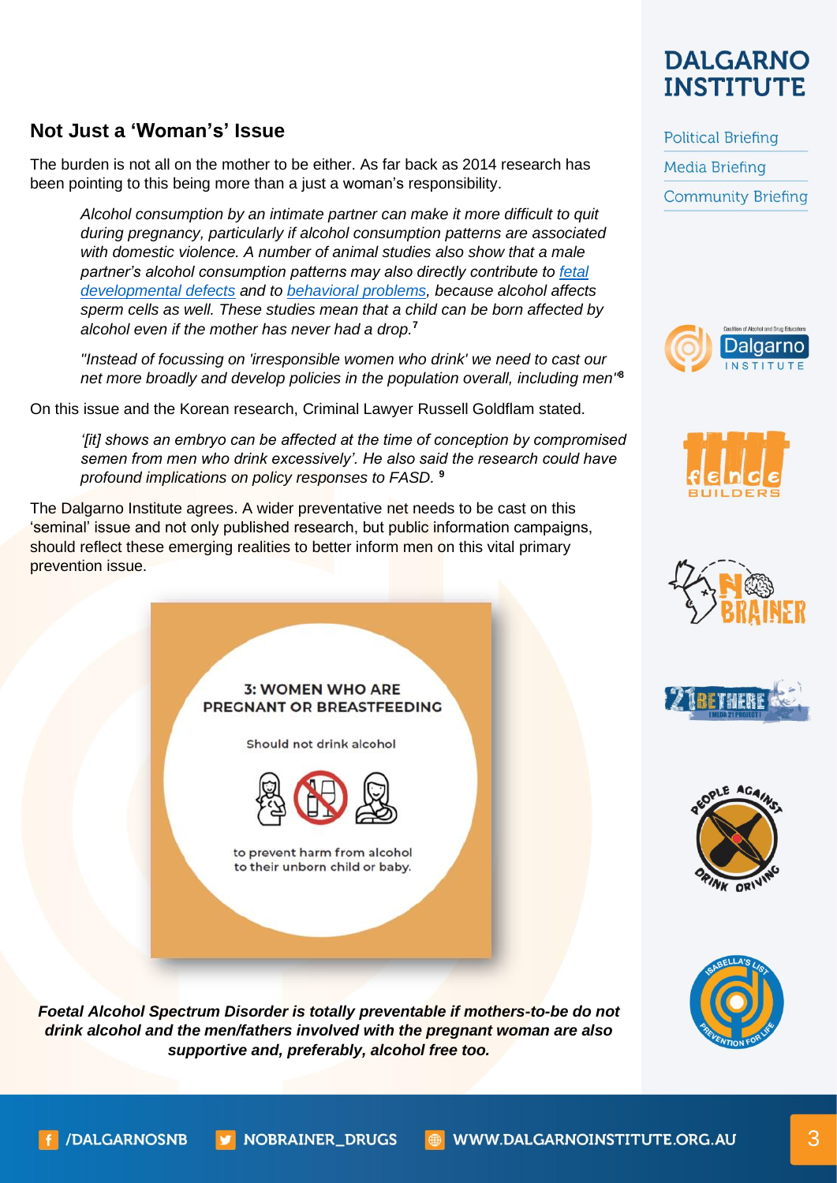## Not Just a 'Woman's' Issue

The burden is not all on the mother to be either. As far back as 2014 research has been pointing to this being more than a just a woman's responsibility.

> *Alcohol consumption by an intimate partner can make it more difficult to quit during pregnancy, particularly if alcohol consumption patterns are associated with domestic violence. A number of animal studies also show that a male partner's alcohol consumption patterns may also directly contribute to fetal developmental defects and to behavioral problems, because alcohol affects sperm cells as well. These studies mean that a child can be born affected by alcohol even if the mother has never had a drop.*[7]

> *"Instead of focussing on 'irresponsible women who drink' we need to cast our net more broadly and develop policies in the population overall, including men"*[8]

On this issue and the Korean research, Criminal Lawyer Russell Goldflam stated.

> *'[it] shows an embryo can be affected at the time of conception by compromised semen from men who drink excessively'. He also said the research could have profound implications on policy responses to FASD.* [9]

The Dalgarno Institute agrees. A wider preventative net needs to be cast on this 'seminal' issue and not only published research, but public information campaigns, should reflect these emerging realities to better inform men on this vital primary prevention issue.

3: WOMEN WHO ARE PREGNANT OR BREASTFEEDING

Should not drink alcohol

to prevent harm from alcohol to their unborn child or baby.

***Foetal Alcohol Spectrum Disorder is totally preventable if mothers-to-be do not drink alcohol and the men/fathers involved with the pregnant woman are also supportive and, preferably, alcohol free too.***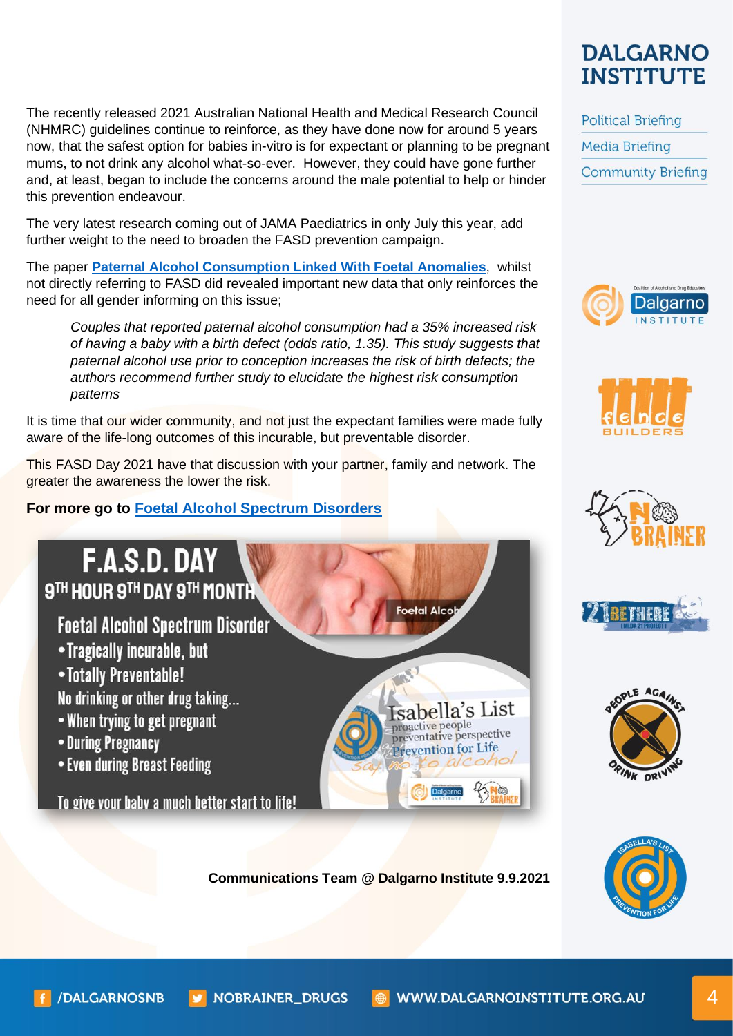The recently released 2021 Australian National Health and Medical Research Council (NHMRC) guidelines continue to reinforce, as they have done now for around 5 years now, that the safest option for babies in-vitro is for expectant or planning to be pregnant mums, to not drink any alcohol what-so-ever. However, they could have gone further and, at least, began to include the concerns around the male potential to help or hinder this prevention endeavour.

The very latest research coming out of JAMA Paediatrics in only July this year, add further weight to the need to broaden the FASD prevention campaign.

The paper **[Paternal Alcohol Consumption Linked With Foetal Anomalies](#)**, whilst not directly referring to FASD did revealed important new data that only reinforces the need for all gender informing on this issue;

> *Couples that reported paternal alcohol consumption had a 35% increased risk of having a baby with a birth defect (odds ratio, 1.35). This study suggests that paternal alcohol use prior to conception increases the risk of birth defects; the authors recommend further study to elucidate the highest risk consumption patterns*

It is time that our wider community, and not just the expectant families were made fully aware of the life-long outcomes of this incurable, but preventable disorder.

This FASD Day 2021 have that discussion with your partner, family and network. The greater the awareness the lower the risk.

**For more go to [Foetal Alcohol Spectrum Disorders](#)**

F.A.S.D. DAY

9TH HOUR 9TH DAY 9TH MONTH

Foetal Alcohol Spectrum Disorder

- Tragically incurable, but
- Totally Preventable!

No drinking or other drug taking...

- When trying to get pregnant
- During Pregnancy
- Even during Breast Feeding

To give your baby a much better start to life!

Isabella's List – proactive people, preventative perspective, Prevention for Life – say no to alcohol

**Communications Team @ Dalgarno Institute 9.9.2021**

DALGARNO INSTITUTE

- Political Briefing
- Media Briefing
- Community Briefing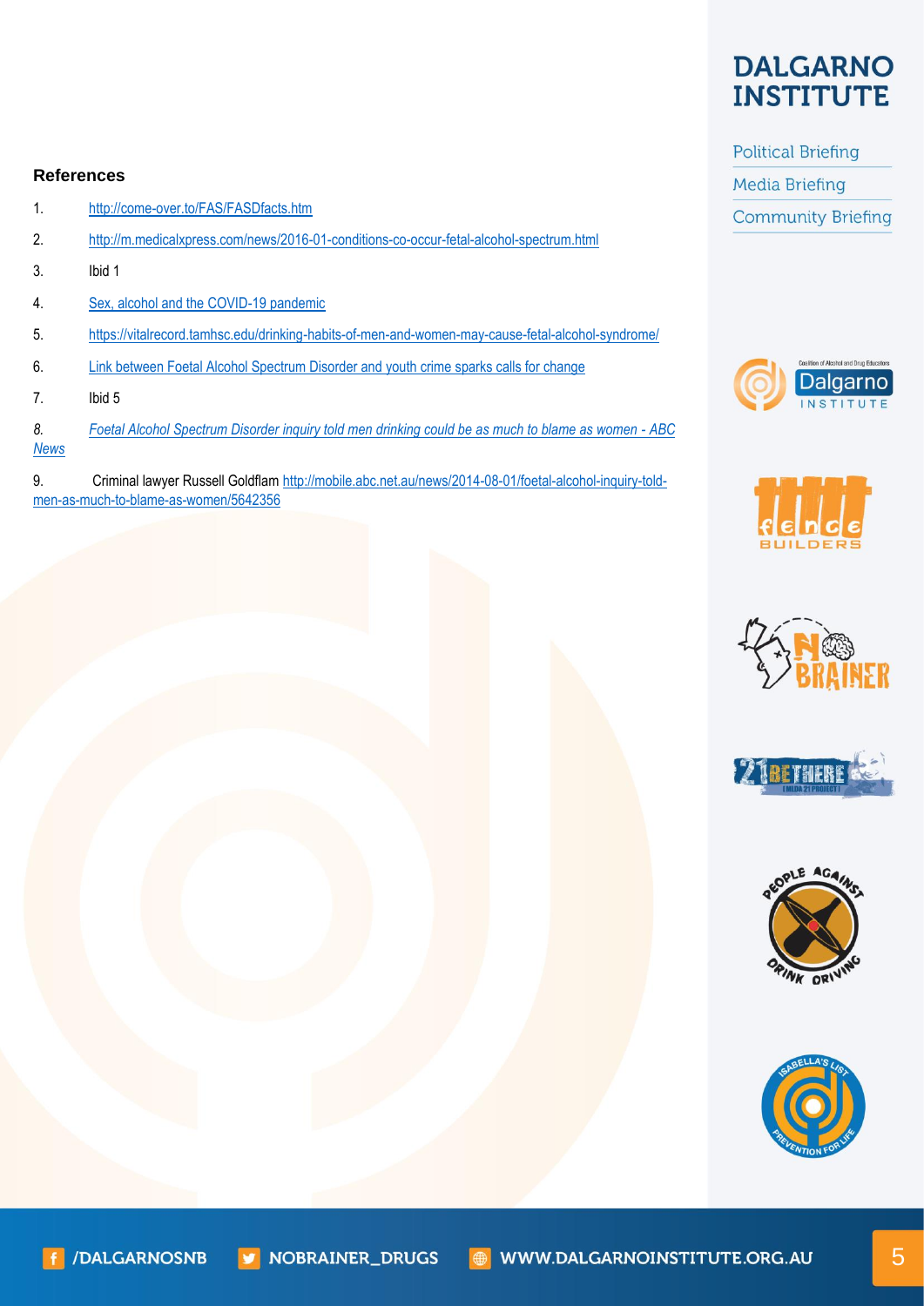## References

1. http://come-over.to/FAS/FASDfacts.htm
2. http://m.medicalxpress.com/news/2016-01-conditions-co-occur-fetal-alcohol-spectrum.html
3. Ibid 1
4. Sex, alcohol and the COVID-19 pandemic
5. https://vitalrecord.tamhsc.edu/drinking-habits-of-men-and-women-may-cause-fetal-alcohol-syndrome/
6. Link between Foetal Alcohol Spectrum Disorder and youth crime sparks calls for change
7. Ibid 5
8. *Foetal Alcohol Spectrum Disorder inquiry told men drinking could be as much to blame as women - ABC News*
9. Criminal lawyer Russell Goldflam http://mobile.abc.net.au/news/2014-08-01/foetal-alcohol-inquiry-told-men-as-much-to-blame-as-women/5642356

DALGARNO INSTITUTE

Political Briefing

Media Briefing

Community Briefing

/DALGARNOSNB NOBRAINER_DRUGS WWW.DALGARNOINSTITUTE.ORG.AU